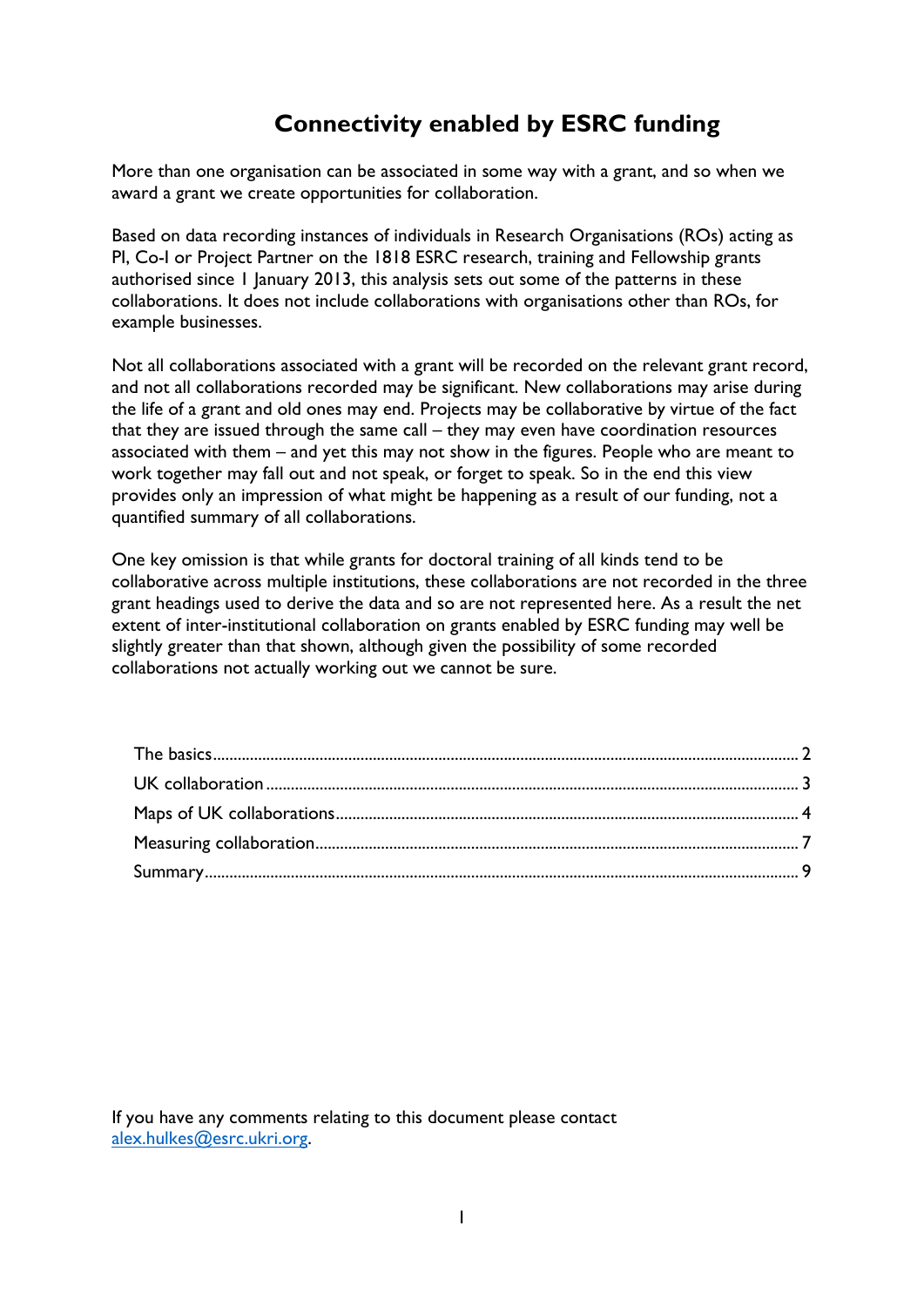# Connectivity enabled by ESRC funding

More than one organisation can be associated in some way with a grant, and so when we award a grant we create opportunities for collaboration.

Based on data recording instances of individuals in Research Organisations (ROs) acting as PI, Co-I or Project Partner on the 1818 ESRC research, training and Fellowship grants authorised since 1 January 2013, this analysis sets out some of the patterns in these collaborations. It does not include collaborations with organisations other than ROs, for example businesses.

Not all collaborations associated with a grant will be recorded on the relevant grant record, and not all collaborations recorded may be significant. New collaborations may arise during the life of a grant and old ones may end. Projects may be collaborative by virtue of the fact that they are issued through the same call – they may even have coordination resources associated with them – and yet this may not show in the figures. People who are meant to work together may fall out and not speak, or forget to speak. So in the end this view provides only an impression of what might be happening as a result of our funding, not a quantified summary of all collaborations.

One key omission is that while grants for doctoral training of all kinds tend to be collaborative across multiple institutions, these collaborations are not recorded in the three grant headings used to derive the data and so are not represented here. As a result the net extent of inter-institutional collaboration on grants enabled by ESRC funding may well be slightly greater than that shown, although given the possibility of some recorded collaborations not actually working out we cannot be sure.

- The basics ........ 2
- UK collaboration ........ 3
- Maps of UK collaborations ........ 4
- Measuring collaboration ........ 7
- Summary ........ 9

If you have any comments relating to this document please contact [alex.hulkes@esrc.ukri.org](mailto:alex.hulkes@esrc.ukri.org).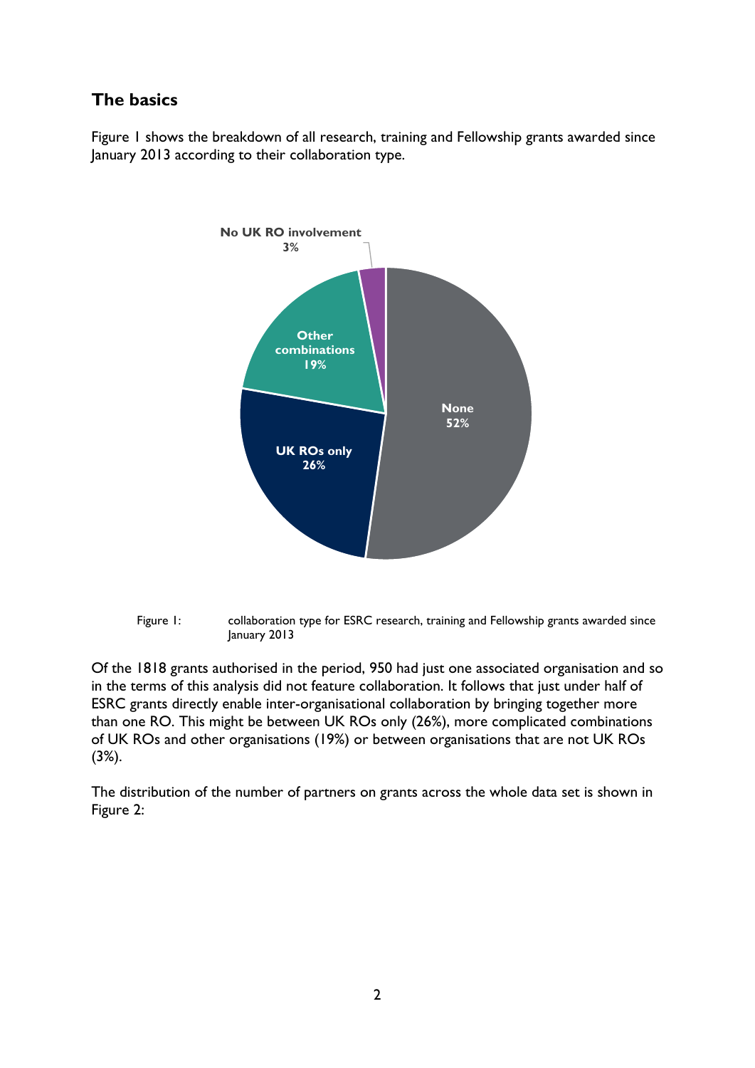## The basics

Figure 1 shows the breakdown of all research, training and Fellowship grants awarded since January 2013 according to their collaboration type.

Figure 1: collaboration type for ESRC research, training and Fellowship grants awarded since January 2013

Of the 1818 grants authorised in the period, 950 had just one associated organisation and so in the terms of this analysis did not feature collaboration. It follows that just under half of ESRC grants directly enable inter-organisational collaboration by bringing together more than one RO. This might be between UK ROs only (26%), more complicated combinations of UK ROs and other organisations (19%) or between organisations that are not UK ROs (3%).

The distribution of the number of partners on grants across the whole data set is shown in Figure 2: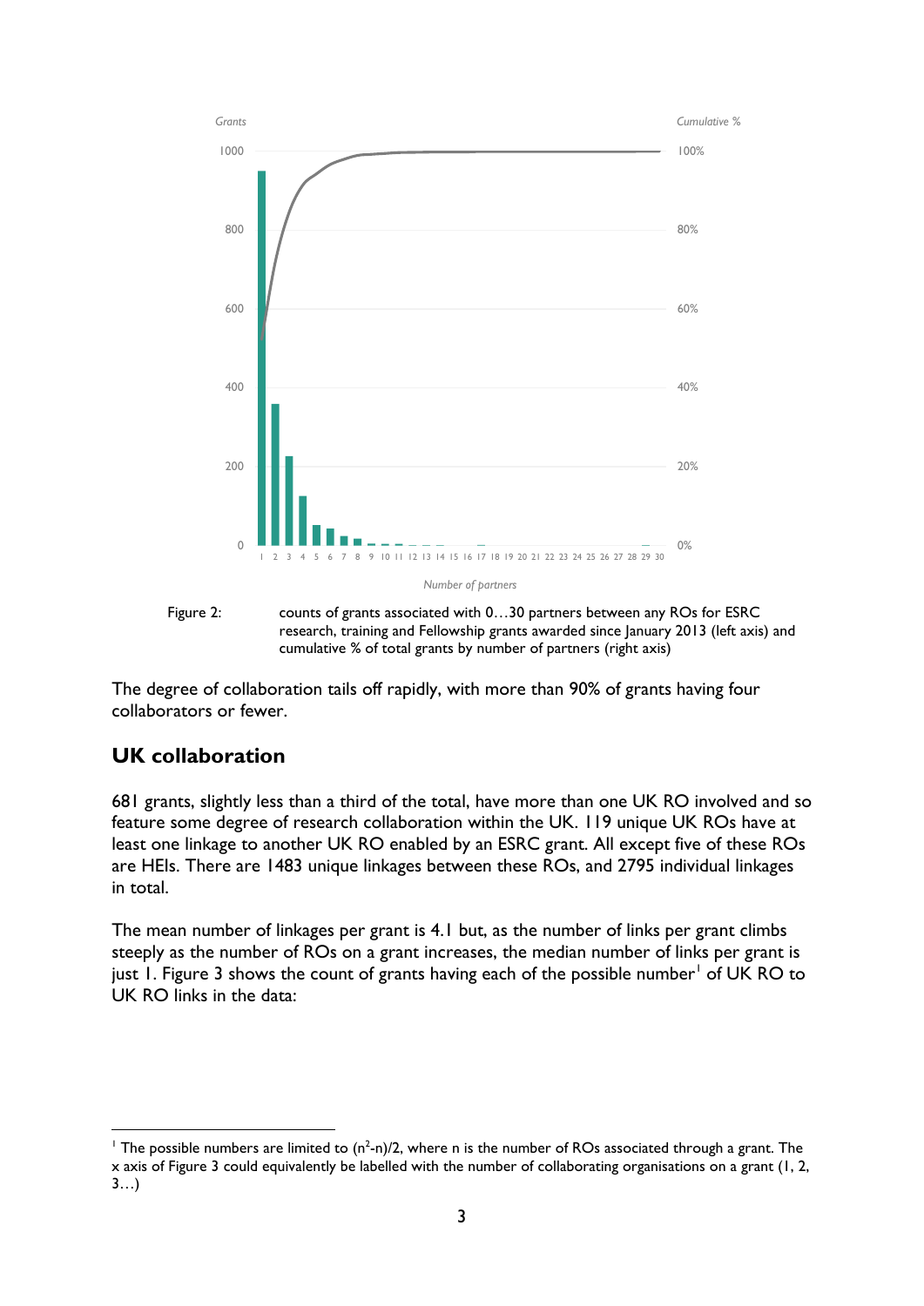Figure 2: counts of grants associated with 0…30 partners between any ROs for ESRC research, training and Fellowship grants awarded since January 2013 (left axis) and cumulative % of total grants by number of partners (right axis)

The degree of collaboration tails off rapidly, with more than 90% of grants having four collaborators or fewer.

## UK collaboration

681 grants, slightly less than a third of the total, have more than one UK RO involved and so feature some degree of research collaboration within the UK. 119 unique UK ROs have at least one linkage to another UK RO enabled by an ESRC grant. All except five of these ROs are HEIs. There are 1483 unique linkages between these ROs, and 2795 individual linkages in total.

The mean number of linkages per grant is 4.1 but, as the number of links per grant climbs steeply as the number of ROs on a grant increases, the median number of links per grant is just 1. Figure 3 shows the count of grants having each of the possible number[1] of UK RO to UK RO links in the data:

[1] The possible numbers are limited to $(n^2-n)/2$, where n is the number of ROs associated through a grant. The x axis of Figure 3 could equivalently be labelled with the number of collaborating organisations on a grant (1, 2, 3…)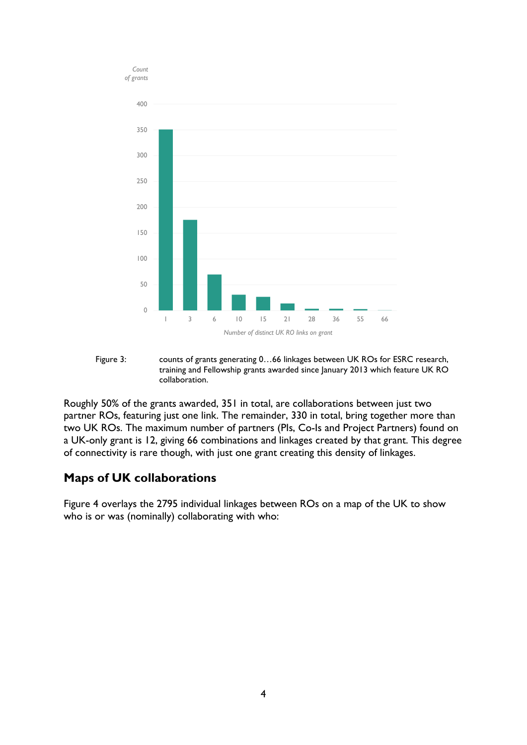Figure 3: counts of grants generating 0…66 linkages between UK ROs for ESRC research, training and Fellowship grants awarded since January 2013 which feature UK RO collaboration.

Roughly 50% of the grants awarded, 351 in total, are collaborations between just two partner ROs, featuring just one link. The remainder, 330 in total, bring together more than two UK ROs. The maximum number of partners (PIs, Co-Is and Project Partners) found on a UK-only grant is 12, giving 66 combinations and linkages created by that grant. This degree of connectivity is rare though, with just one grant creating this density of linkages.

## Maps of UK collaborations

Figure 4 overlays the 2795 individual linkages between ROs on a map of the UK to show who is or was (nominally) collaborating with who: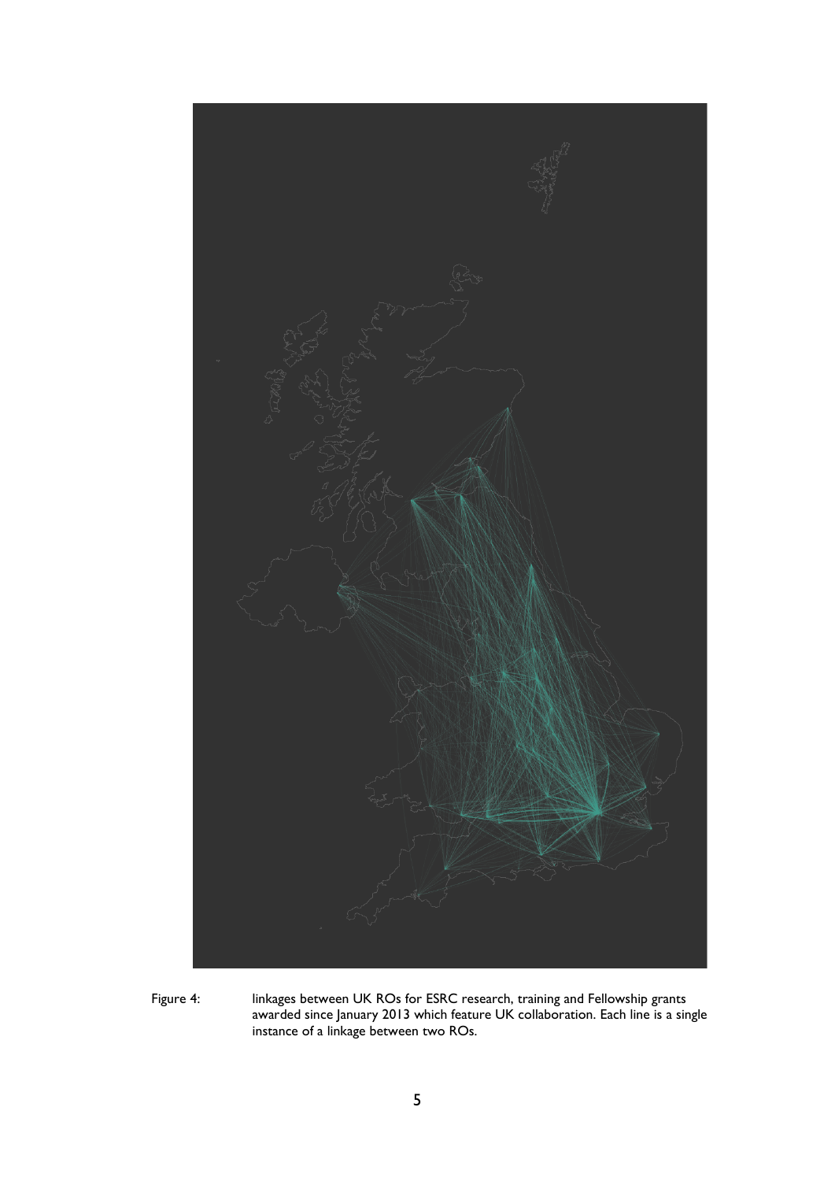Figure 4: linkages between UK ROs for ESRC research, training and Fellowship grants awarded since January 2013 which feature UK collaboration. Each line is a single instance of a linkage between two ROs.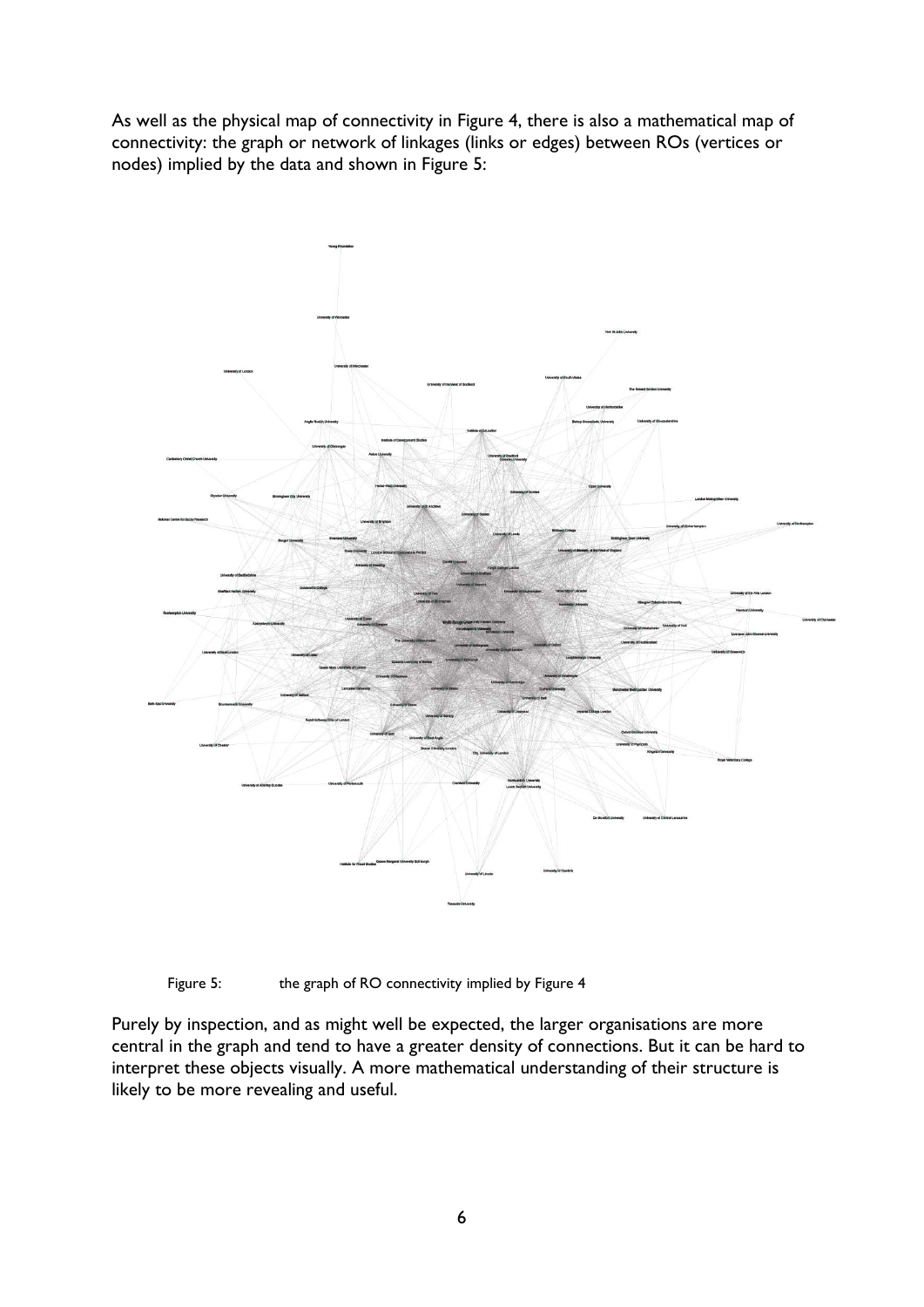As well as the physical map of connectivity in Figure 4, there is also a mathematical map of connectivity: the graph or network of linkages (links or edges) between ROs (vertices or nodes) implied by the data and shown in Figure 5:

Figure 5: the graph of RO connectivity implied by Figure 4

Purely by inspection, and as might well be expected, the larger organisations are more central in the graph and tend to have a greater density of connections. But it can be hard to interpret these objects visually. A more mathematical understanding of their structure is likely to be more revealing and useful.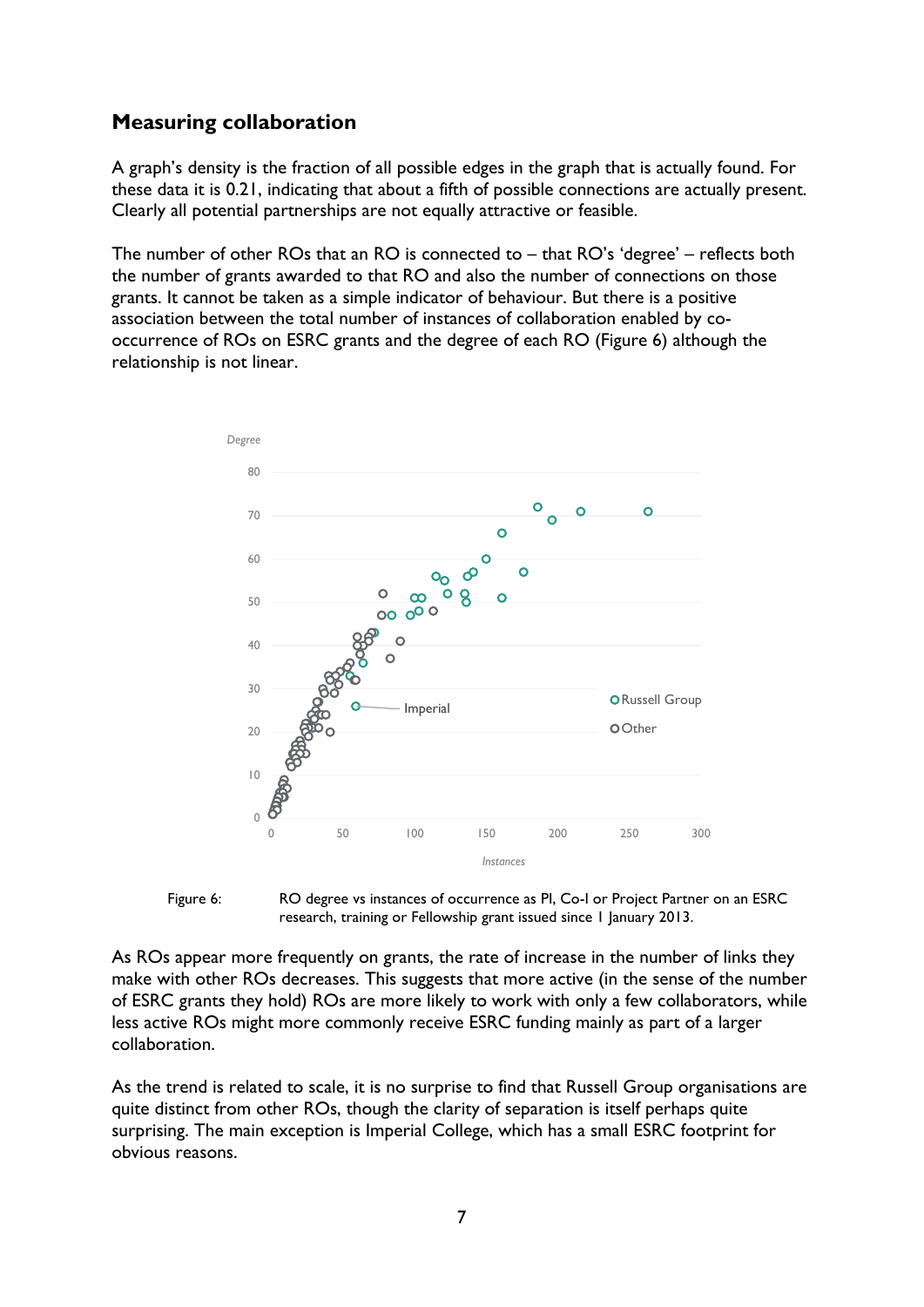## Measuring collaboration

A graph's density is the fraction of all possible edges in the graph that is actually found. For these data it is 0.21, indicating that about a fifth of possible connections are actually present. Clearly all potential partnerships are not equally attractive or feasible.

The number of other ROs that an RO is connected to – that RO's 'degree' – reflects both the number of grants awarded to that RO and also the number of connections on those grants. It cannot be taken as a simple indicator of behaviour. But there is a positive association between the total number of instances of collaboration enabled by co-occurrence of ROs on ESRC grants and the degree of each RO (Figure 6) although the relationship is not linear.

Figure 6: RO degree vs instances of occurrence as PI, Co-I or Project Partner on an ESRC research, training or Fellowship grant issued since 1 January 2013.

As ROs appear more frequently on grants, the rate of increase in the number of links they make with other ROs decreases. This suggests that more active (in the sense of the number of ESRC grants they hold) ROs are more likely to work with only a few collaborators, while less active ROs might more commonly receive ESRC funding mainly as part of a larger collaboration.

As the trend is related to scale, it is no surprise to find that Russell Group organisations are quite distinct from other ROs, though the clarity of separation is itself perhaps quite surprising. The main exception is Imperial College, which has a small ESRC footprint for obvious reasons.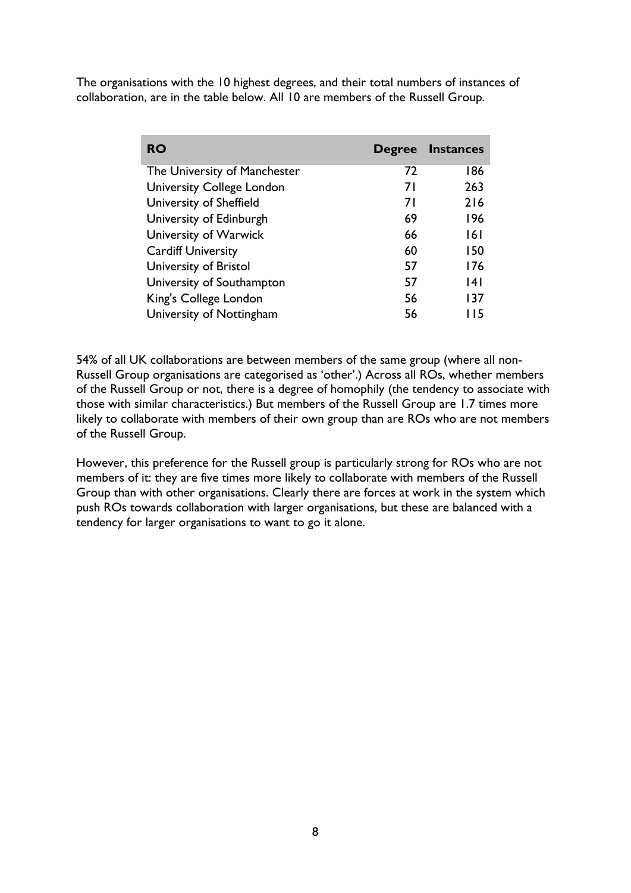The organisations with the 10 highest degrees, and their total numbers of instances of collaboration, are in the table below. All 10 are members of the Russell Group.

| RO | Degree | Instances |
|---|---|---|
| The University of Manchester | 72 | 186 |
| University College London | 71 | 263 |
| University of Sheffield | 71 | 216 |
| University of Edinburgh | 69 | 196 |
| University of Warwick | 66 | 161 |
| Cardiff University | 60 | 150 |
| University of Bristol | 57 | 176 |
| University of Southampton | 57 | 141 |
| King's College London | 56 | 137 |
| University of Nottingham | 56 | 115 |

54% of all UK collaborations are between members of the same group (where all non-Russell Group organisations are categorised as 'other'.) Across all ROs, whether members of the Russell Group or not, there is a degree of homophily (the tendency to associate with those with similar characteristics.) But members of the Russell Group are 1.7 times more likely to collaborate with members of their own group than are ROs who are not members of the Russell Group.

However, this preference for the Russell group is particularly strong for ROs who are not members of it: they are five times more likely to collaborate with members of the Russell Group than with other organisations. Clearly there are forces at work in the system which push ROs towards collaboration with larger organisations, but these are balanced with a tendency for larger organisations to want to go it alone.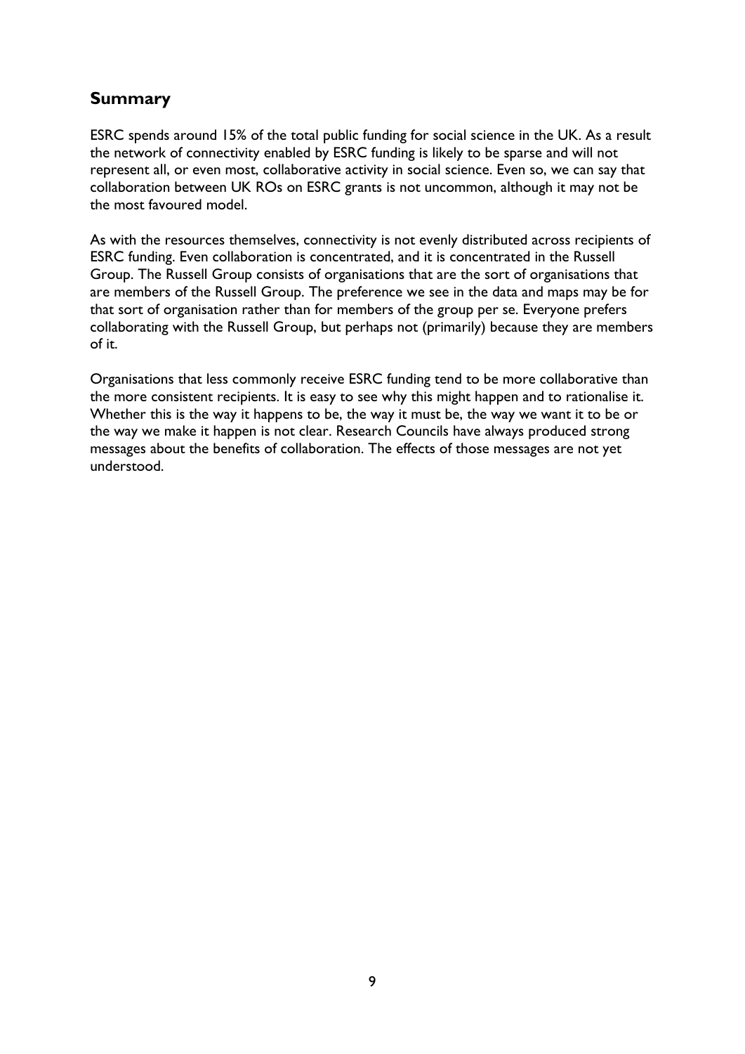## Summary

ESRC spends around 15% of the total public funding for social science in the UK. As a result the network of connectivity enabled by ESRC funding is likely to be sparse and will not represent all, or even most, collaborative activity in social science. Even so, we can say that collaboration between UK ROs on ESRC grants is not uncommon, although it may not be the most favoured model.

As with the resources themselves, connectivity is not evenly distributed across recipients of ESRC funding. Even collaboration is concentrated, and it is concentrated in the Russell Group. The Russell Group consists of organisations that are the sort of organisations that are members of the Russell Group. The preference we see in the data and maps may be for that sort of organisation rather than for members of the group per se. Everyone prefers collaborating with the Russell Group, but perhaps not (primarily) because they are members of it.

Organisations that less commonly receive ESRC funding tend to be more collaborative than the more consistent recipients. It is easy to see why this might happen and to rationalise it. Whether this is the way it happens to be, the way it must be, the way we want it to be or the way we make it happen is not clear. Research Councils have always produced strong messages about the benefits of collaboration. The effects of those messages are not yet understood.